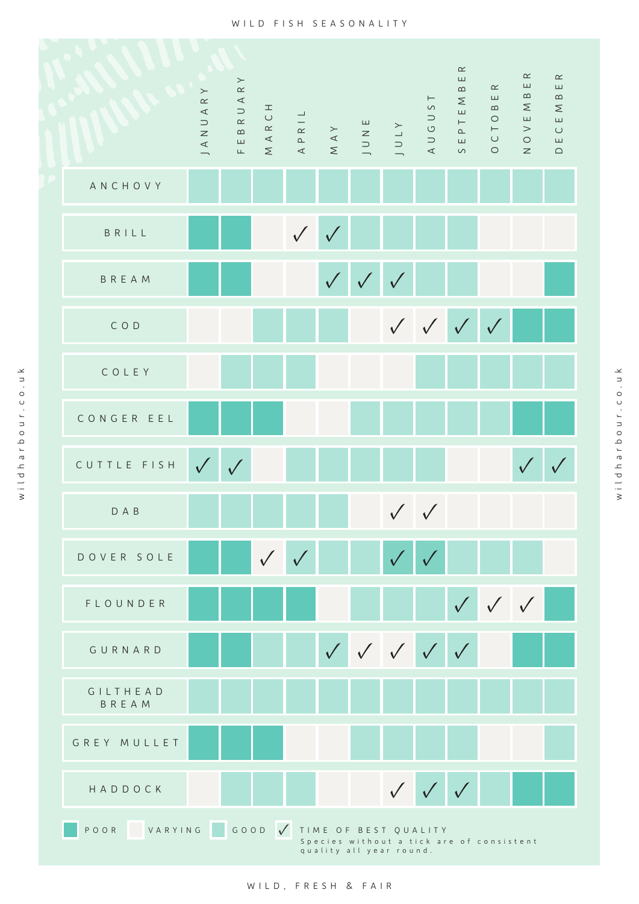# WILD FISH SEASONALITY

| | JANUARY | FEBRUARY | MARCH | APRIL | MAY | JUNE | JULY | AUGUST | SEPTEMBER | OCTOBER | NOVEMBER | DECEMBER |
|---|---|---|---|---|---|---|---|---|---|---|---|---|
| ANCHOVY | Good | Good | Good | Good | Good | Good | Good | Good | Good | Good | Good | Good |
| BRILL | Poor | Poor | Varying | Varying ✓ | Good ✓ | Good | Good | Good | Good | Varying | Varying | Varying |
| BREAM | Poor | Poor | Varying | Varying | Good ✓ | Good ✓ | Good ✓ | Good | Good | Varying | Varying | Poor |
| COD | Varying | Varying | Good | Good | Good | Varying | Varying ✓ | Varying ✓ | Good ✓ | Good ✓ | Poor | Poor |
| COLEY | Varying | Good | Good | Good | Varying | Varying | Varying | Good | Good | Good | Good | Good |
| CONGER EEL | Poor | Poor | Poor | Varying | Varying | Good | Good | Good | Good | Good | Poor | Poor |
| CUTTLE FISH | Good ✓ | Good ✓ | Varying | Good | Good | Good | Good | Good | Varying | Varying | Good ✓ | Good ✓ |
| DAB | Good | Good | Good | Good | Good | Varying | Varying ✓ | Varying ✓ | Varying | Varying | Varying | Varying |
| DOVER SOLE | Poor | Poor | Varying ✓ | Good ✓ | Good | Good | Good ✓ | Good ✓ | Good | Good | Good | Varying |
| FLOUNDER | Poor | Poor | Poor | Poor | Varying | Good | Good | Good | Good ✓ | Varying ✓ | Varying ✓ | Poor |
| GURNARD | Poor | Poor | Good | Good | Good ✓ | Varying ✓ | Varying ✓ | Good ✓ | Good ✓ | Varying | Poor | Poor |
| GILTHEAD BREAM | Good | Good | Good | Good | Good | Good | Good | Good | Good | Good | Good | Good |
| GREY MULLET | Poor | Poor | Poor | Varying | Varying | Good | Good | Good | Good | Varying | Varying | Good |
| HADDOCK | Varying | Good | Good | Good | Varying | Varying | Varying ✓ | Good ✓ | Good ✓ | Good | Poor | Poor |

POOR | VARYING | GOOD | ✓ TIME OF BEST QUALITY

Species without a tick are of consistent quality all year round.

wildharbour.co.uk

WILD, FRESH & FAIR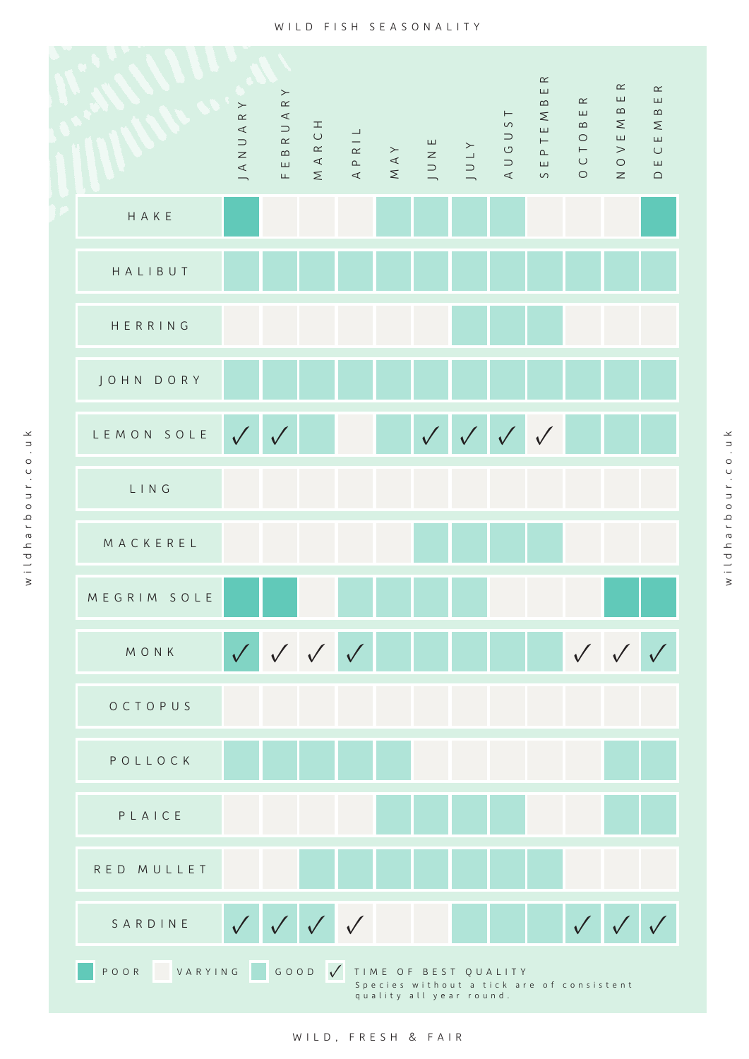# WILD FISH SEASONALITY

| | JANUARY | FEBRUARY | MARCH | APRIL | MAY | JUNE | JULY | AUGUST | SEPTEMBER | OCTOBER | NOVEMBER | DECEMBER |
|---|---|---|---|---|---|---|---|---|---|---|---|---|
| HAKE | Poor | Varying | Varying | Varying | Good | Good | Good | Good | Varying | Varying | Varying | Poor |
| HALIBUT | Good | Good | Good | Good | Good | Good | Good | Good | Good | Good | Good | Good |
| HERRING | Varying | Varying | Varying | Varying | Varying | Varying | Good | Good | Good | Varying | Varying | Varying |
| JOHN DORY | Good | Good | Good | Good | Good | Good | Good | Good | Good | Good | Good | Good |
| LEMON SOLE | Good ✓ | Good ✓ | Good | Varying | Good | Good ✓ | Good ✓ | Good ✓ | Varying ✓ | Good | Good | Good |
| LING | Varying | Varying | Varying | Varying | Varying | Varying | Varying | Varying | Varying | Varying | Varying | Varying |
| MACKEREL | Varying | Varying | Varying | Varying | Varying | Good | Good | Good | Good | Varying | Varying | Varying |
| MEGRIM SOLE | Poor | Poor | Varying | Good | Good | Good | Good | Varying | Varying | Varying | Poor | Poor |
| MONK | Poor ✓ | Varying ✓ | Varying ✓ | Good ✓ | Good | Good | Good | Good | Good | Varying ✓ | Varying ✓ | Good ✓ |
| OCTOPUS | Varying | Varying | Varying | Varying | Varying | Varying | Varying | Varying | Varying | Varying | Varying | Varying |
| POLLOCK | Good | Good | Good | Good | Good | Varying | Varying | Varying | Varying | Varying | Good | Good |
| PLAICE | Varying | Varying | Varying | Varying | Good | Good | Good | Good | Varying | Varying | Good | Good |
| RED MULLET | Varying | Varying | Good | Good | Good | Good | Good | Good | Good | Varying | Varying | Varying |
| SARDINE | Good ✓ | Good ✓ | Good ✓ | Varying ✓ | Varying | Varying | Good | Good | Good | Good ✓ | Good ✓ | Good ✓ |

POOR | VARYING | GOOD | ✓ TIME OF BEST QUALITY

Species without a tick are of consistent quality all year round.

wildharbour.co.uk

WILD, FRESH & FAIR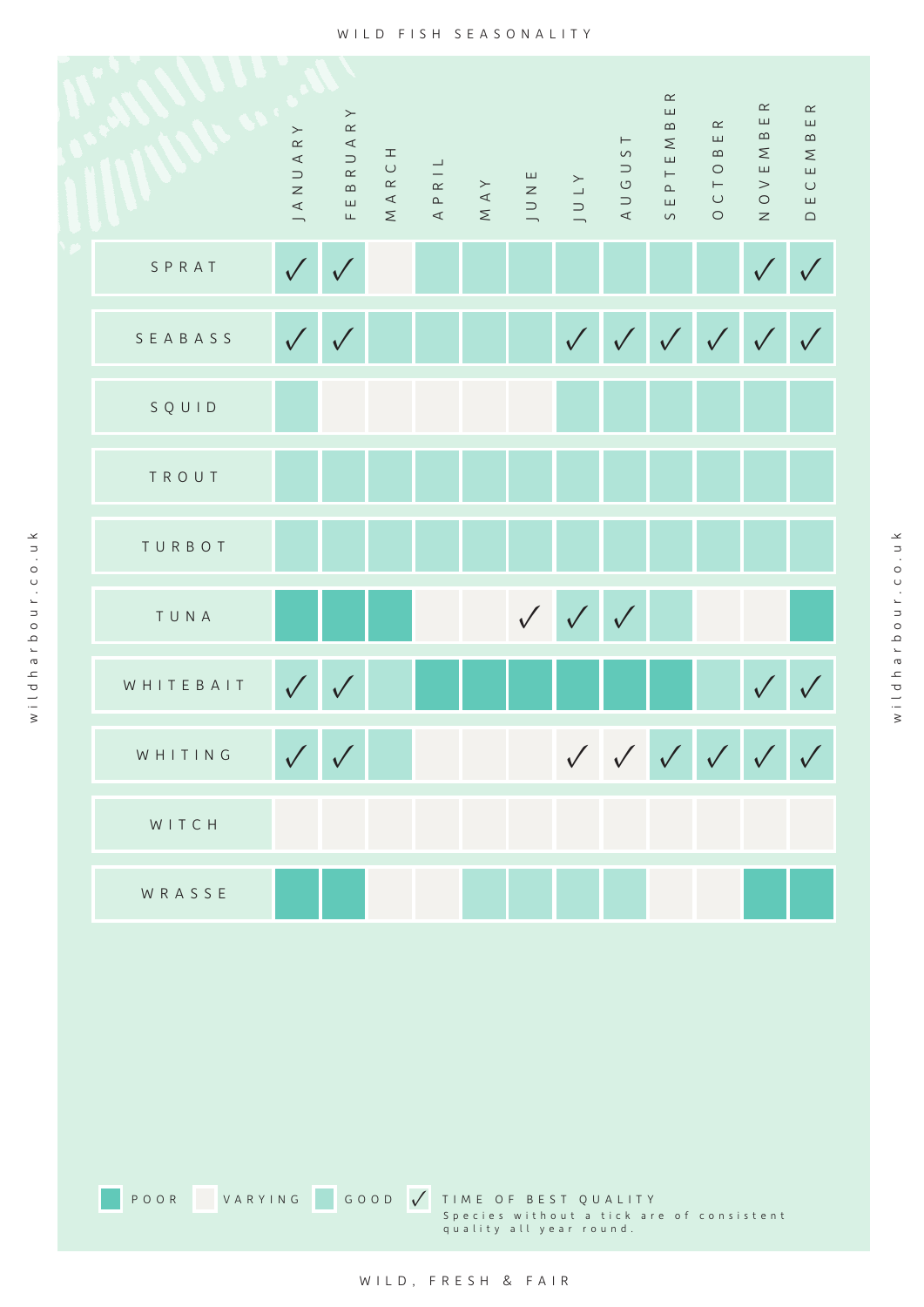# WILD FISH SEASONALITY

| | January | February | March | April | May | June | July | August | September | October | November | December |
|---|---|---|---|---|---|---|---|---|---|---|---|---|
| SPRAT | Good ✓ | Good ✓ | Varying | Good | Good | Good | Good | Good | Good | Good | Good ✓ | Good ✓ |
| SEABASS | Good ✓ | Good ✓ | Good | Good | Good | Good | Good ✓ | Good ✓ | Good ✓ | Good ✓ | Good ✓ | Good ✓ |
| SQUID | Good | Varying | Varying | Varying | Varying | Varying | Good | Good | Good | Good | Good | Good |
| TROUT | Good | Good | Good | Good | Good | Good | Good | Good | Good | Good | Good | Good |
| TURBOT | Good | Good | Good | Good | Good | Good | Good | Good | Good | Good | Good | Good |
| TUNA | Poor | Poor | Poor | Varying | Varying | Varying ✓ | Good ✓ | Good ✓ | Good | Varying | Varying | Poor |
| WHITEBAIT | Good ✓ | Good ✓ | Good | Poor | Poor | Poor | Poor | Poor | Poor | Good | Good ✓ | Good ✓ |
| WHITING | Good ✓ | Good ✓ | Good | Varying | Varying | Varying | Varying ✓ | Varying ✓ | Good ✓ | Good ✓ | Good ✓ | Good ✓ |
| WITCH | Varying | Varying | Varying | Varying | Varying | Varying | Varying | Varying | Varying | Varying | Varying | Varying |
| WRASSE | Poor | Poor | Varying | Varying | Good | Good | Good | Good | Varying | Varying | Poor | Poor |

POOR | VARYING | GOOD | ✓ TIME OF BEST QUALITY

Species without a tick are of consistent quality all year round.

wildharbour.co.uk

WILD, FRESH & FAIR